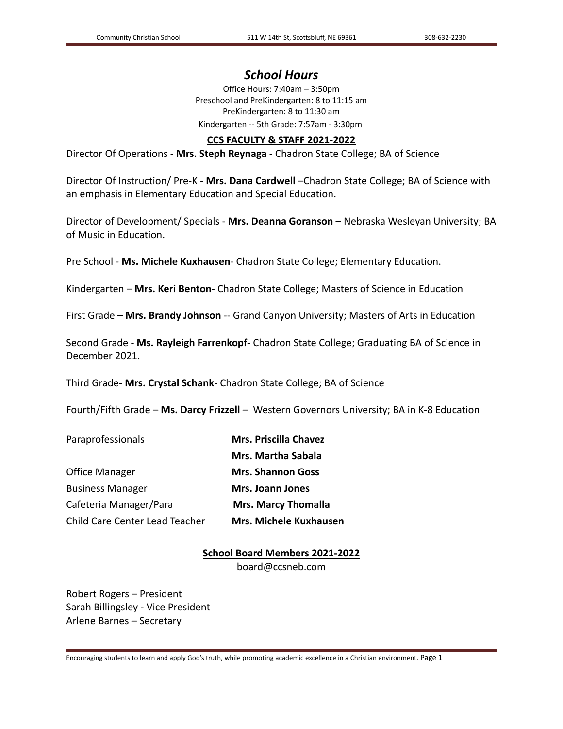# *School Hours*

Office Hours: 7:40am – 3:50pm
Preschool and PreKindergarten: 8 to 11:15 am
PreKindergarten: 8 to 11:30 am
Kindergarten -- 5th Grade: 7:57am - 3:30pm

## CCS FACULTY & STAFF 2021-2022

Director Of Operations - **Mrs. Steph Reynaga** - Chadron State College; BA of Science

Director Of Instruction/ Pre-K - **Mrs. Dana Cardwell** –Chadron State College; BA of Science with an emphasis in Elementary Education and Special Education.

Director of Development/ Specials - **Mrs. Deanna Goranson** – Nebraska Wesleyan University; BA of Music in Education.

Pre School - **Ms. Michele Kuxhausen**- Chadron State College; Elementary Education.

Kindergarten – **Mrs. Keri Benton**- Chadron State College; Masters of Science in Education

First Grade – **Mrs. Brandy Johnson** -- Grand Canyon University; Masters of Arts in Education

Second Grade - **Ms. Rayleigh Farrenkopf**- Chadron State College; Graduating BA of Science in December 2021.

Third Grade- **Mrs. Crystal Schank**- Chadron State College; BA of Science

Fourth/Fifth Grade – **Ms. Darcy Frizzell** – Western Governors University; BA in K-8 Education

| | |
|---|---|
| Paraprofessionals | **Mrs. Priscilla Chavez** |
| | **Mrs. Martha Sabala** |
| Office Manager | **Mrs. Shannon Goss** |
| Business Manager | **Mrs. Joann Jones** |
| Cafeteria Manager/Para | **Mrs. Marcy Thomalla** |
| Child Care Center Lead Teacher | **Mrs. Michele Kuxhausen** |

## School Board Members 2021-2022

board@ccsneb.com

Robert Rogers – President
Sarah Billingsley - Vice President
Arlene Barnes – Secretary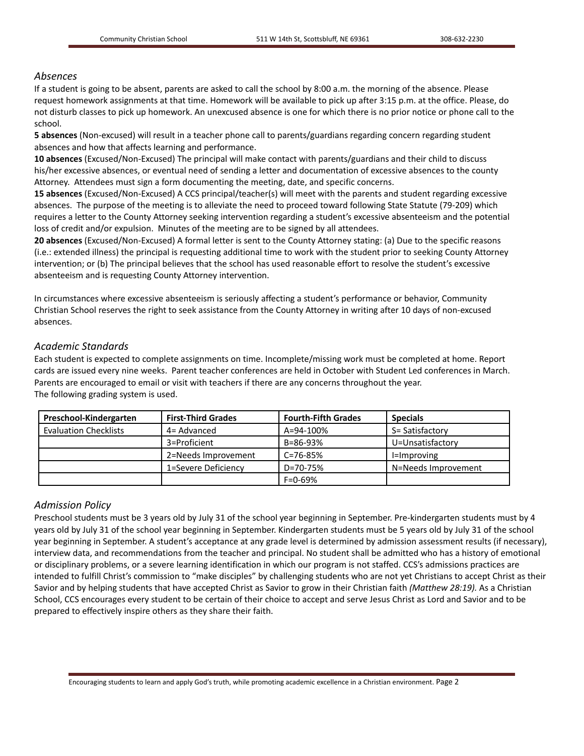## *Absences*

If a student is going to be absent, parents are asked to call the school by 8:00 a.m. the morning of the absence. Please request homework assignments at that time. Homework will be available to pick up after 3:15 p.m. at the office. Please, do not disturb classes to pick up homework. An unexcused absence is one for which there is no prior notice or phone call to the school.

**5 absences** (Non-excused) will result in a teacher phone call to parents/guardians regarding concern regarding student absences and how that affects learning and performance.

**10 absences** (Excused/Non-Excused) The principal will make contact with parents/guardians and their child to discuss his/her excessive absences, or eventual need of sending a letter and documentation of excessive absences to the county Attorney. Attendees must sign a form documenting the meeting, date, and specific concerns.

**15 absences** (Excused/Non-Excused) A CCS principal/teacher(s) will meet with the parents and student regarding excessive absences. The purpose of the meeting is to alleviate the need to proceed toward following State Statute (79-209) which requires a letter to the County Attorney seeking intervention regarding a student's excessive absenteeism and the potential loss of credit and/or expulsion. Minutes of the meeting are to be signed by all attendees.

**20 absences** (Excused/Non-Excused) A formal letter is sent to the County Attorney stating: (a) Due to the specific reasons (i.e.: extended illness) the principal is requesting additional time to work with the student prior to seeking County Attorney intervention; or (b) The principal believes that the school has used reasonable effort to resolve the student's excessive absenteeism and is requesting County Attorney intervention.

In circumstances where excessive absenteeism is seriously affecting a student's performance or behavior, Community Christian School reserves the right to seek assistance from the County Attorney in writing after 10 days of non-excused absences.

## *Academic Standards*

Each student is expected to complete assignments on time. Incomplete/missing work must be completed at home. Report cards are issued every nine weeks. Parent teacher conferences are held in October with Student Led conferences in March. Parents are encouraged to email or visit with teachers if there are any concerns throughout the year.
The following grading system is used.

| Preschool-Kindergarten | First-Third Grades | Fourth-Fifth Grades | Specials |
|---|---|---|---|
| Evaluation Checklists | 4= Advanced | A=94-100% | S= Satisfactory |
| | 3=Proficient | B=86-93% | U=Unsatisfactory |
| | 2=Needs Improvement | C=76-85% | I=Improving |
| | 1=Severe Deficiency | D=70-75% | N=Needs Improvement |
| | | F=0-69% | |

## *Admission Policy*

Preschool students must be 3 years old by July 31 of the school year beginning in September. Pre-kindergarten students must by 4 years old by July 31 of the school year beginning in September. Kindergarten students must be 5 years old by July 31 of the school year beginning in September. A student's acceptance at any grade level is determined by admission assessment results (if necessary), interview data, and recommendations from the teacher and principal. No student shall be admitted who has a history of emotional or disciplinary problems, or a severe learning identification in which our program is not staffed. CCS's admissions practices are intended to fulfill Christ's commission to "make disciples" by challenging students who are not yet Christians to accept Christ as their Savior and by helping students that have accepted Christ as Savior to grow in their Christian faith *(Matthew 28:19).* As a Christian School, CCS encourages every student to be certain of their choice to accept and serve Jesus Christ as Lord and Savior and to be prepared to effectively inspire others as they share their faith.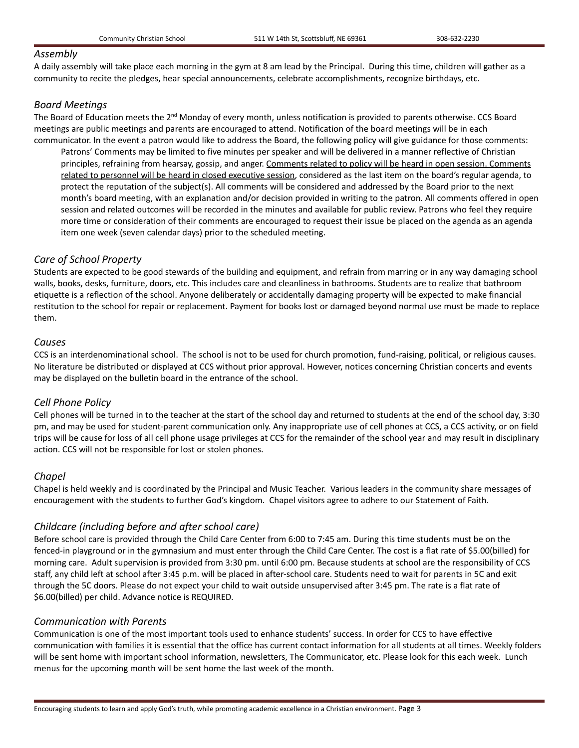### *Assembly*

A daily assembly will take place each morning in the gym at 8 am lead by the Principal. During this time, children will gather as a community to recite the pledges, hear special announcements, celebrate accomplishments, recognize birthdays, etc.

### *Board Meetings*

The Board of Education meets the 2nd Monday of every month, unless notification is provided to parents otherwise. CCS Board meetings are public meetings and parents are encouraged to attend. Notification of the board meetings will be in each communicator. In the event a patron would like to address the Board, the following policy will give guidance for those comments:

> Patrons' Comments may be limited to five minutes per speaker and will be delivered in a manner reflective of Christian principles, refraining from hearsay, gossip, and anger. <u>Comments related to policy will be heard in open session. Comments related to personnel will be heard in closed executive session</u>, considered as the last item on the board's regular agenda, to protect the reputation of the subject(s). All comments will be considered and addressed by the Board prior to the next month's board meeting, with an explanation and/or decision provided in writing to the patron. All comments offered in open session and related outcomes will be recorded in the minutes and available for public review. Patrons who feel they require more time or consideration of their comments are encouraged to request their issue be placed on the agenda as an agenda item one week (seven calendar days) prior to the scheduled meeting.

### *Care of School Property*

Students are expected to be good stewards of the building and equipment, and refrain from marring or in any way damaging school walls, books, desks, furniture, doors, etc. This includes care and cleanliness in bathrooms. Students are to realize that bathroom etiquette is a reflection of the school. Anyone deliberately or accidentally damaging property will be expected to make financial restitution to the school for repair or replacement. Payment for books lost or damaged beyond normal use must be made to replace them.

### *Causes*

CCS is an interdenominational school. The school is not to be used for church promotion, fund-raising, political, or religious causes. No literature be distributed or displayed at CCS without prior approval. However, notices concerning Christian concerts and events may be displayed on the bulletin board in the entrance of the school.

### *Cell Phone Policy*

Cell phones will be turned in to the teacher at the start of the school day and returned to students at the end of the school day, 3:30 pm, and may be used for student-parent communication only. Any inappropriate use of cell phones at CCS, a CCS activity, or on field trips will be cause for loss of all cell phone usage privileges at CCS for the remainder of the school year and may result in disciplinary action. CCS will not be responsible for lost or stolen phones.

### *Chapel*

Chapel is held weekly and is coordinated by the Principal and Music Teacher. Various leaders in the community share messages of encouragement with the students to further God's kingdom. Chapel visitors agree to adhere to our Statement of Faith.

### *Childcare (including before and after school care)*

Before school care is provided through the Child Care Center from 6:00 to 7:45 am. During this time students must be on the fenced-in playground or in the gymnasium and must enter through the Child Care Center. The cost is a flat rate of $5.00(billed) for morning care. Adult supervision is provided from 3:30 pm. until 6:00 pm. Because students at school are the responsibility of CCS staff, any child left at school after 3:45 p.m. will be placed in after-school care. Students need to wait for parents in 5C and exit through the 5C doors. Please do not expect your child to wait outside unsupervised after 3:45 pm. The rate is a flat rate of $6.00(billed) per child. Advance notice is REQUIRED.

### *Communication with Parents*

Communication is one of the most important tools used to enhance students' success. In order for CCS to have effective communication with families it is essential that the office has current contact information for all students at all times. Weekly folders will be sent home with important school information, newsletters, The Communicator, etc. Please look for this each week. Lunch menus for the upcoming month will be sent home the last week of the month.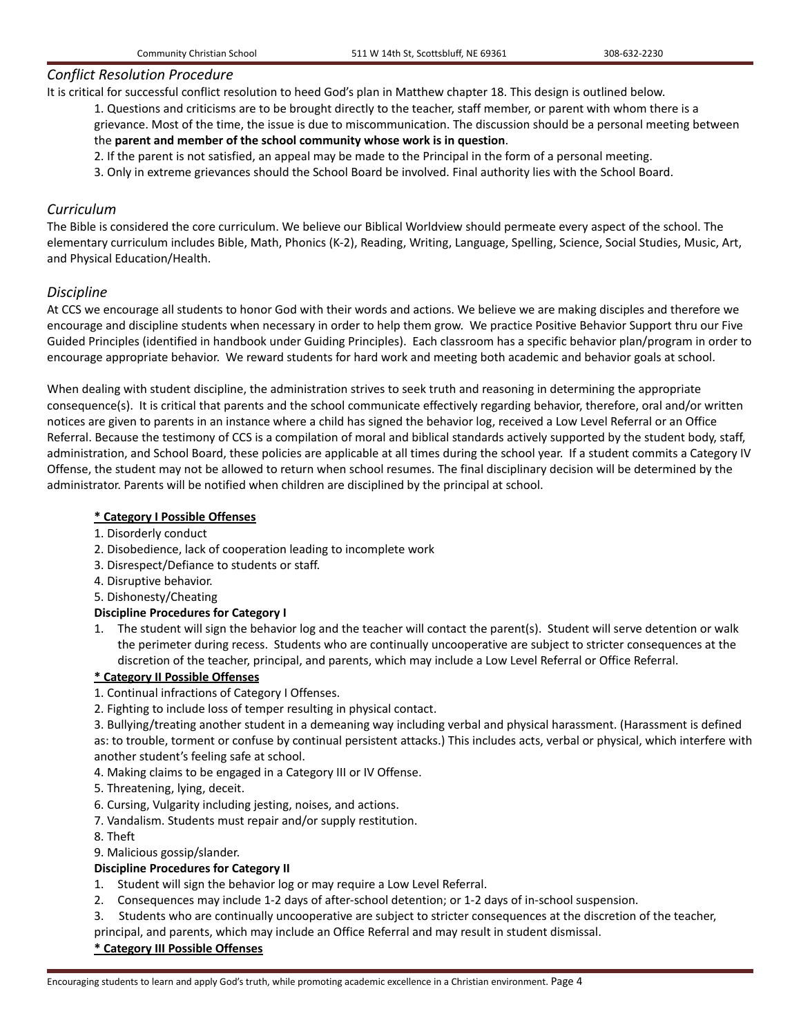## *Conflict Resolution Procedure*

It is critical for successful conflict resolution to heed God's plan in Matthew chapter 18. This design is outlined below.

1. Questions and criticisms are to be brought directly to the teacher, staff member, or parent with whom there is a grievance. Most of the time, the issue is due to miscommunication. The discussion should be a personal meeting between the **parent and member of the school community whose work is in question**.
2. If the parent is not satisfied, an appeal may be made to the Principal in the form of a personal meeting.
3. Only in extreme grievances should the School Board be involved. Final authority lies with the School Board.

## *Curriculum*

The Bible is considered the core curriculum. We believe our Biblical Worldview should permeate every aspect of the school. The elementary curriculum includes Bible, Math, Phonics (K-2), Reading, Writing, Language, Spelling, Science, Social Studies, Music, Art, and Physical Education/Health.

## *Discipline*

At CCS we encourage all students to honor God with their words and actions. We believe we are making disciples and therefore we encourage and discipline students when necessary in order to help them grow. We practice Positive Behavior Support thru our Five Guided Principles (identified in handbook under Guiding Principles). Each classroom has a specific behavior plan/program in order to encourage appropriate behavior. We reward students for hard work and meeting both academic and behavior goals at school.

When dealing with student discipline, the administration strives to seek truth and reasoning in determining the appropriate consequence(s). It is critical that parents and the school communicate effectively regarding behavior, therefore, oral and/or written notices are given to parents in an instance where a child has signed the behavior log, received a Low Level Referral or an Office Referral. Because the testimony of CCS is a compilation of moral and biblical standards actively supported by the student body, staff, administration, and School Board, these policies are applicable at all times during the school year. If a student commits a Category IV Offense, the student may not be allowed to return when school resumes. The final disciplinary decision will be determined by the administrator. Parents will be notified when children are disciplined by the principal at school.

**<u>* Category I Possible Offenses</u>**

1. Disorderly conduct
2. Disobedience, lack of cooperation leading to incomplete work
3. Disrespect/Defiance to students or staff.
4. Disruptive behavior.
5. Dishonesty/Cheating

**Discipline Procedures for Category I**

1. The student will sign the behavior log and the teacher will contact the parent(s). Student will serve detention or walk the perimeter during recess. Students who are continually uncooperative are subject to stricter consequences at the discretion of the teacher, principal, and parents, which may include a Low Level Referral or Office Referral.

**<u>* Category II Possible Offenses</u>**

1. Continual infractions of Category I Offenses.
2. Fighting to include loss of temper resulting in physical contact.
3. Bullying/treating another student in a demeaning way including verbal and physical harassment. (Harassment is defined as: to trouble, torment or confuse by continual persistent attacks.) This includes acts, verbal or physical, which interfere with another student's feeling safe at school.
4. Making claims to be engaged in a Category III or IV Offense.
5. Threatening, lying, deceit.
6. Cursing, Vulgarity including jesting, noises, and actions.
7. Vandalism. Students must repair and/or supply restitution.
8. Theft
9. Malicious gossip/slander.

**Discipline Procedures for Category II**

1. Student will sign the behavior log or may require a Low Level Referral.
2. Consequences may include 1-2 days of after-school detention; or 1-2 days of in-school suspension.
3. Students who are continually uncooperative are subject to stricter consequences at the discretion of the teacher, principal, and parents, which may include an Office Referral and may result in student dismissal.

**<u>* Category III Possible Offenses</u>**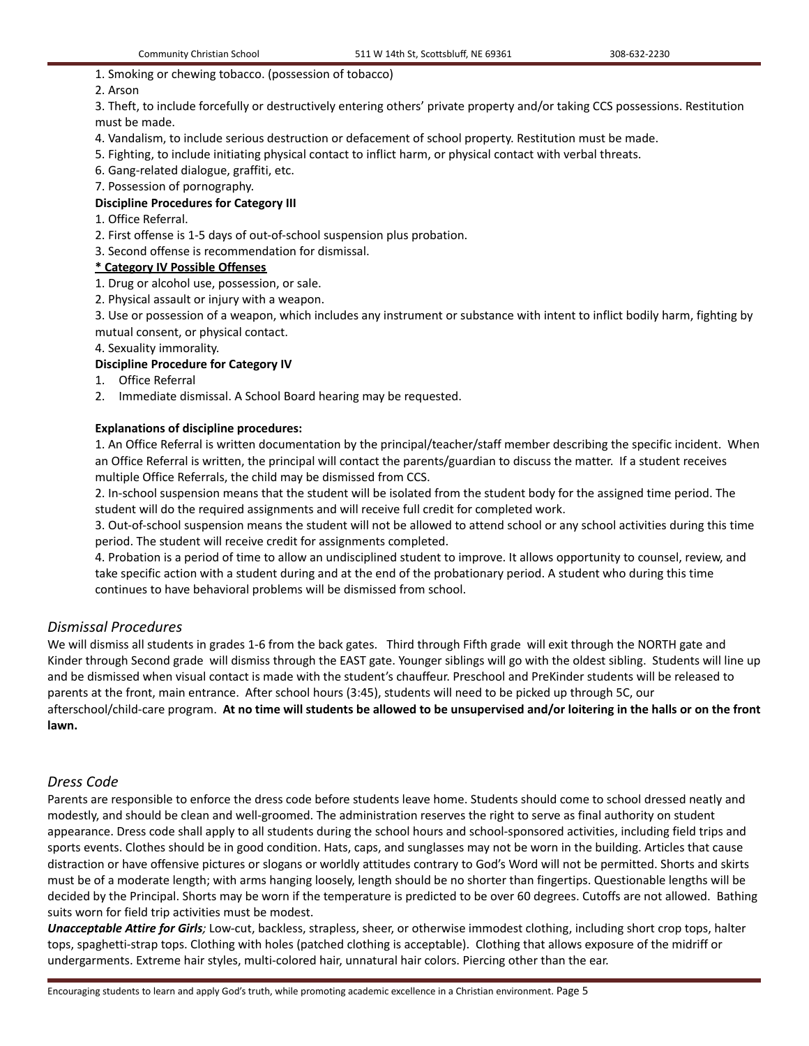1. Smoking or chewing tobacco. (possession of tobacco)
2. Arson
3. Theft, to include forcefully or destructively entering others' private property and/or taking CCS possessions. Restitution must be made.
4. Vandalism, to include serious destruction or defacement of school property. Restitution must be made.
5. Fighting, to include initiating physical contact to inflict harm, or physical contact with verbal threats.
6. Gang-related dialogue, graffiti, etc.
7. Possession of pornography.

**Discipline Procedures for Category III**

1. Office Referral.
2. First offense is 1-5 days of out-of-school suspension plus probation.
3. Second offense is recommendation for dismissal.

**<u>* Category IV Possible Offenses</u>**

1. Drug or alcohol use, possession, or sale.
2. Physical assault or injury with a weapon.
3. Use or possession of a weapon, which includes any instrument or substance with intent to inflict bodily harm, fighting by mutual consent, or physical contact.
4. Sexuality immorality.

**Discipline Procedure for Category IV**

1. Office Referral
2. Immediate dismissal. A School Board hearing may be requested.

**Explanations of discipline procedures:**

1. An Office Referral is written documentation by the principal/teacher/staff member describing the specific incident. When an Office Referral is written, the principal will contact the parents/guardian to discuss the matter. If a student receives multiple Office Referrals, the child may be dismissed from CCS.
2. In-school suspension means that the student will be isolated from the student body for the assigned time period. The student will do the required assignments and will receive full credit for completed work.
3. Out-of-school suspension means the student will not be allowed to attend school or any school activities during this time period. The student will receive credit for assignments completed.
4. Probation is a period of time to allow an undisciplined student to improve. It allows opportunity to counsel, review, and take specific action with a student during and at the end of the probationary period. A student who during this time continues to have behavioral problems will be dismissed from school.

## *Dismissal Procedures*

We will dismiss all students in grades 1-6 from the back gates. Third through Fifth grade will exit through the NORTH gate and Kinder through Second grade will dismiss through the EAST gate. Younger siblings will go with the oldest sibling. Students will line up and be dismissed when visual contact is made with the student's chauffeur. Preschool and PreKinder students will be released to parents at the front, main entrance. After school hours (3:45), students will need to be picked up through 5C, our afterschool/child-care program. **At no time will students be allowed to be unsupervised and/or loitering in the halls or on the front lawn.**

## *Dress Code*

Parents are responsible to enforce the dress code before students leave home. Students should come to school dressed neatly and modestly, and should be clean and well-groomed. The administration reserves the right to serve as final authority on student appearance. Dress code shall apply to all students during the school hours and school-sponsored activities, including field trips and sports events. Clothes should be in good condition. Hats, caps, and sunglasses may not be worn in the building. Articles that cause distraction or have offensive pictures or slogans or worldly attitudes contrary to God's Word will not be permitted. Shorts and skirts must be of a moderate length; with arms hanging loosely, length should be no shorter than fingertips. Questionable lengths will be decided by the Principal. Shorts may be worn if the temperature is predicted to be over 60 degrees. Cutoffs are not allowed. Bathing suits worn for field trip activities must be modest.

***Unacceptable Attire for Girls****;* Low-cut, backless, strapless, sheer, or otherwise immodest clothing, including short crop tops, halter tops, spaghetti-strap tops. Clothing with holes (patched clothing is acceptable). Clothing that allows exposure of the midriff or undergarments. Extreme hair styles, multi-colored hair, unnatural hair colors. Piercing other than the ear.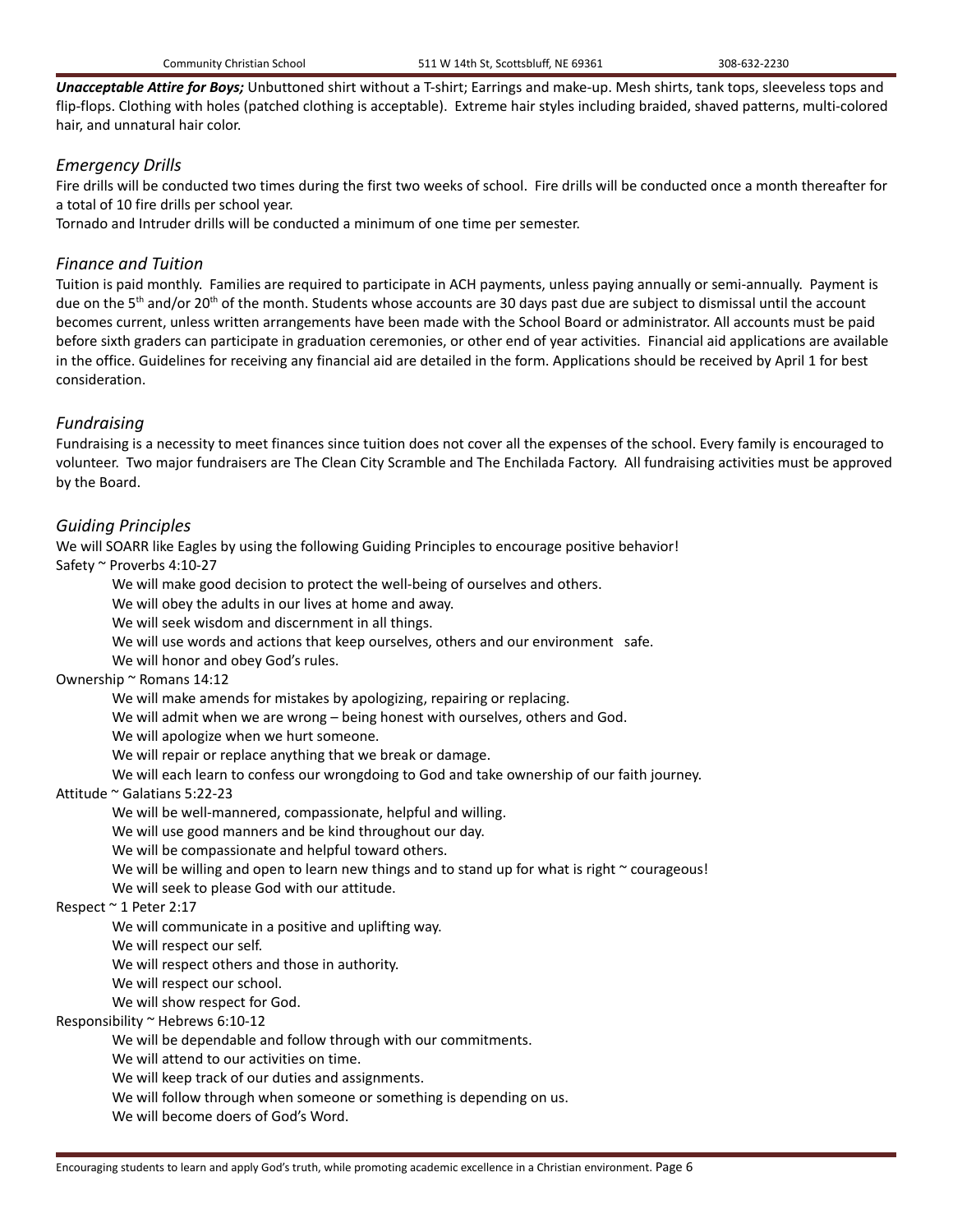***Unacceptable Attire for Boys;*** Unbuttoned shirt without a T-shirt; Earrings and make-up. Mesh shirts, tank tops, sleeveless tops and flip-flops. Clothing with holes (patched clothing is acceptable). Extreme hair styles including braided, shaved patterns, multi-colored hair, and unnatural hair color.

## *Emergency Drills*

Fire drills will be conducted two times during the first two weeks of school. Fire drills will be conducted once a month thereafter for a total of 10 fire drills per school year.

Tornado and Intruder drills will be conducted a minimum of one time per semester.

## *Finance and Tuition*

Tuition is paid monthly. Families are required to participate in ACH payments, unless paying annually or semi-annually. Payment is due on the 5th and/or 20th of the month. Students whose accounts are 30 days past due are subject to dismissal until the account becomes current, unless written arrangements have been made with the School Board or administrator. All accounts must be paid before sixth graders can participate in graduation ceremonies, or other end of year activities. Financial aid applications are available in the office. Guidelines for receiving any financial aid are detailed in the form. Applications should be received by April 1 for best consideration.

## *Fundraising*

Fundraising is a necessity to meet finances since tuition does not cover all the expenses of the school. Every family is encouraged to volunteer. Two major fundraisers are The Clean City Scramble and The Enchilada Factory. All fundraising activities must be approved by the Board.

## *Guiding Principles*

We will SOARR like Eagles by using the following Guiding Principles to encourage positive behavior!

Safety ~ Proverbs 4:10-27

- We will make good decision to protect the well-being of ourselves and others.
- We will obey the adults in our lives at home and away.
- We will seek wisdom and discernment in all things.
- We will use words and actions that keep ourselves, others and our environment safe.
- We will honor and obey God's rules.

Ownership ~ Romans 14:12

- We will make amends for mistakes by apologizing, repairing or replacing.
- We will admit when we are wrong – being honest with ourselves, others and God.
- We will apologize when we hurt someone.
- We will repair or replace anything that we break or damage.
- We will each learn to confess our wrongdoing to God and take ownership of our faith journey.

Attitude ~ Galatians 5:22-23

- We will be well-mannered, compassionate, helpful and willing.
- We will use good manners and be kind throughout our day.
- We will be compassionate and helpful toward others.
- We will be willing and open to learn new things and to stand up for what is right ~ courageous!
- We will seek to please God with our attitude.

Respect ~ 1 Peter 2:17

- We will communicate in a positive and uplifting way.
- We will respect our self.
- We will respect others and those in authority.
- We will respect our school.
- We will show respect for God.

Responsibility ~ Hebrews 6:10-12

- We will be dependable and follow through with our commitments.
- We will attend to our activities on time.
- We will keep track of our duties and assignments.
- We will follow through when someone or something is depending on us.
- We will become doers of God's Word.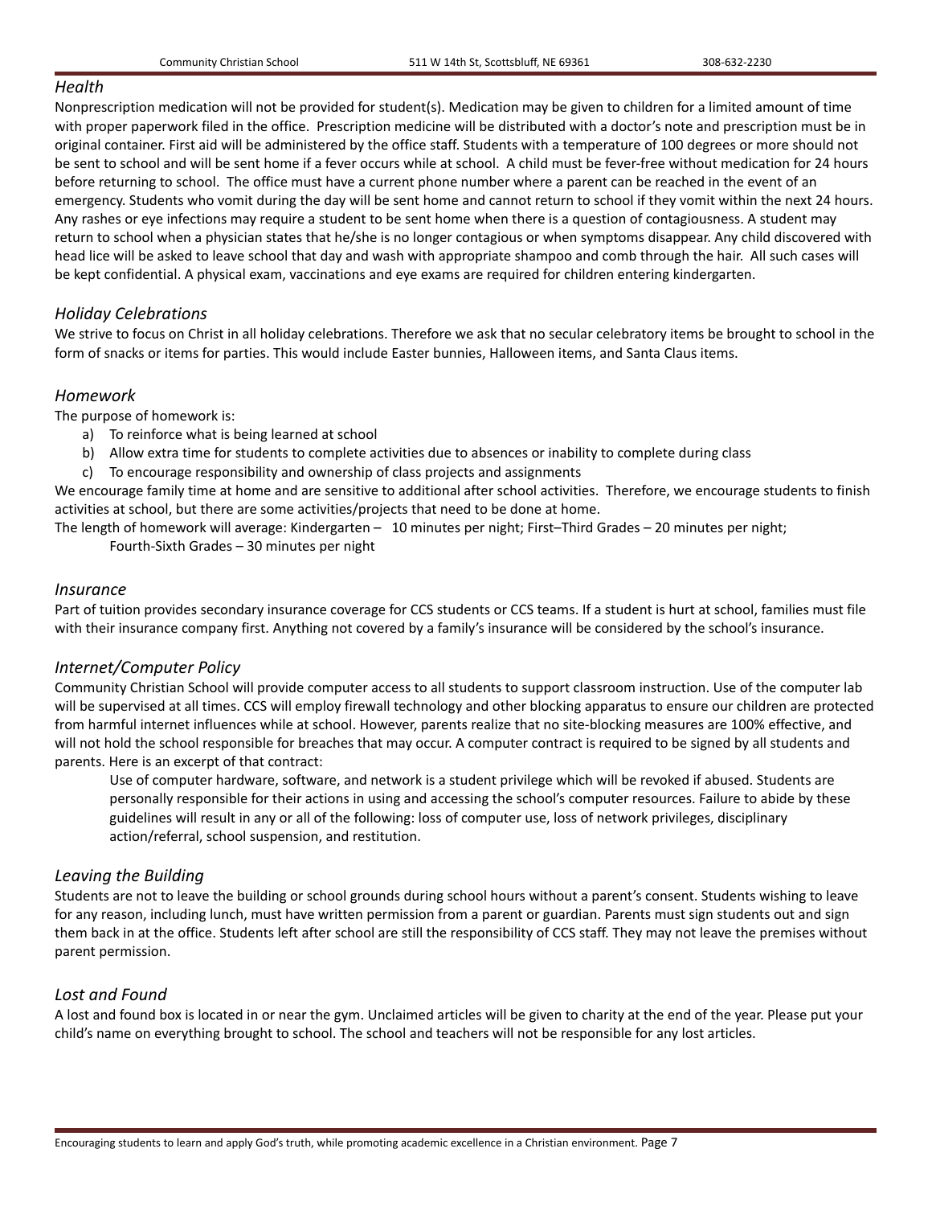## *Health*

Nonprescription medication will not be provided for student(s). Medication may be given to children for a limited amount of time with proper paperwork filed in the office. Prescription medicine will be distributed with a doctor's note and prescription must be in original container. First aid will be administered by the office staff. Students with a temperature of 100 degrees or more should not be sent to school and will be sent home if a fever occurs while at school. A child must be fever-free without medication for 24 hours before returning to school. The office must have a current phone number where a parent can be reached in the event of an emergency. Students who vomit during the day will be sent home and cannot return to school if they vomit within the next 24 hours. Any rashes or eye infections may require a student to be sent home when there is a question of contagiousness. A student may return to school when a physician states that he/she is no longer contagious or when symptoms disappear. Any child discovered with head lice will be asked to leave school that day and wash with appropriate shampoo and comb through the hair. All such cases will be kept confidential. A physical exam, vaccinations and eye exams are required for children entering kindergarten.

## *Holiday Celebrations*

We strive to focus on Christ in all holiday celebrations. Therefore we ask that no secular celebratory items be brought to school in the form of snacks or items for parties. This would include Easter bunnies, Halloween items, and Santa Claus items.

## *Homework*

The purpose of homework is:

a) To reinforce what is being learned at school
b) Allow extra time for students to complete activities due to absences or inability to complete during class
c) To encourage responsibility and ownership of class projects and assignments

We encourage family time at home and are sensitive to additional after school activities. Therefore, we encourage students to finish activities at school, but there are some activities/projects that need to be done at home.

The length of homework will average: Kindergarten – 10 minutes per night; First–Third Grades – 20 minutes per night; Fourth-Sixth Grades – 30 minutes per night

## *Insurance*

Part of tuition provides secondary insurance coverage for CCS students or CCS teams. If a student is hurt at school, families must file with their insurance company first. Anything not covered by a family's insurance will be considered by the school's insurance.

## *Internet/Computer Policy*

Community Christian School will provide computer access to all students to support classroom instruction. Use of the computer lab will be supervised at all times. CCS will employ firewall technology and other blocking apparatus to ensure our children are protected from harmful internet influences while at school. However, parents realize that no site-blocking measures are 100% effective, and will not hold the school responsible for breaches that may occur. A computer contract is required to be signed by all students and parents. Here is an excerpt of that contract:

> Use of computer hardware, software, and network is a student privilege which will be revoked if abused. Students are personally responsible for their actions in using and accessing the school's computer resources. Failure to abide by these guidelines will result in any or all of the following: loss of computer use, loss of network privileges, disciplinary action/referral, school suspension, and restitution.

## *Leaving the Building*

Students are not to leave the building or school grounds during school hours without a parent's consent. Students wishing to leave for any reason, including lunch, must have written permission from a parent or guardian. Parents must sign students out and sign them back in at the office. Students left after school are still the responsibility of CCS staff. They may not leave the premises without parent permission.

## *Lost and Found*

A lost and found box is located in or near the gym. Unclaimed articles will be given to charity at the end of the year. Please put your child's name on everything brought to school. The school and teachers will not be responsible for any lost articles.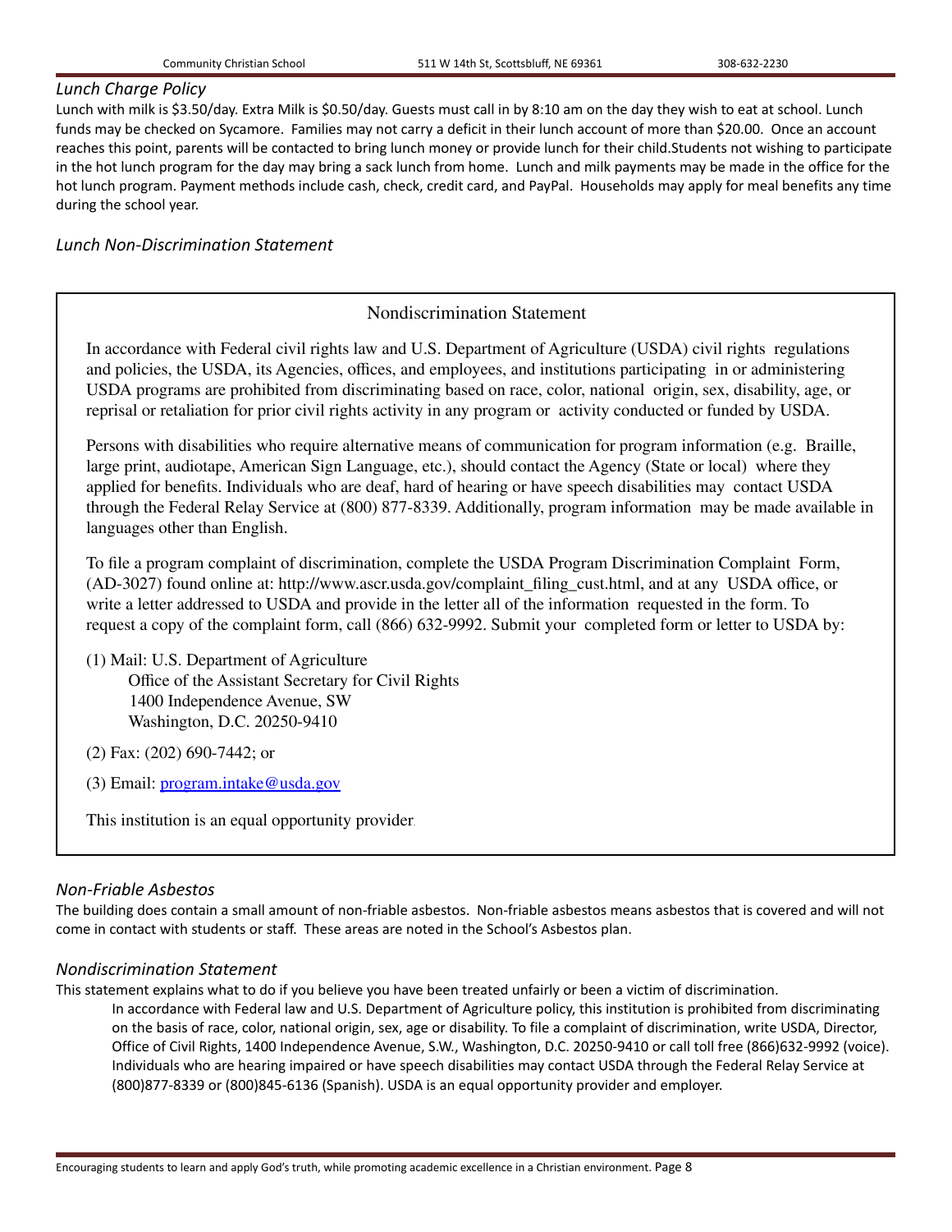### *Lunch Charge Policy*

Lunch with milk is $3.50/day. Extra Milk is $0.50/day. Guests must call in by 8:10 am on the day they wish to eat at school. Lunch funds may be checked on Sycamore. Families may not carry a deficit in their lunch account of more than $20.00. Once an account reaches this point, parents will be contacted to bring lunch money or provide lunch for their child.Students not wishing to participate in the hot lunch program for the day may bring a sack lunch from home. Lunch and milk payments may be made in the office for the hot lunch program. Payment methods include cash, check, credit card, and PayPal. Households may apply for meal benefits any time during the school year.

### *Lunch Non-Discrimination Statement*

Nondiscrimination Statement

In accordance with Federal civil rights law and U.S. Department of Agriculture (USDA) civil rights regulations and policies, the USDA, its Agencies, offices, and employees, and institutions participating in or administering USDA programs are prohibited from discriminating based on race, color, national origin, sex, disability, age, or reprisal or retaliation for prior civil rights activity in any program or activity conducted or funded by USDA.

Persons with disabilities who require alternative means of communication for program information (e.g. Braille, large print, audiotape, American Sign Language, etc.), should contact the Agency (State or local) where they applied for benefits. Individuals who are deaf, hard of hearing or have speech disabilities may contact USDA through the Federal Relay Service at (800) 877-8339. Additionally, program information may be made available in languages other than English.

To file a program complaint of discrimination, complete the USDA Program Discrimination Complaint Form, (AD-3027) found online at: http://www.ascr.usda.gov/complaint_filing_cust.html, and at any USDA office, or write a letter addressed to USDA and provide in the letter all of the information requested in the form. To request a copy of the complaint form, call (866) 632-9992. Submit your completed form or letter to USDA by:

(1) Mail: U.S. Department of Agriculture
Office of the Assistant Secretary for Civil Rights
1400 Independence Avenue, SW
Washington, D.C. 20250-9410

(2) Fax: (202) 690-7442; or

(3) Email: program.intake@usda.gov

This institution is an equal opportunity provider.

### *Non-Friable Asbestos*

The building does contain a small amount of non-friable asbestos. Non-friable asbestos means asbestos that is covered and will not come in contact with students or staff. These areas are noted in the School's Asbestos plan.

### *Nondiscrimination Statement*

This statement explains what to do if you believe you have been treated unfairly or been a victim of discrimination.

In accordance with Federal law and U.S. Department of Agriculture policy, this institution is prohibited from discriminating on the basis of race, color, national origin, sex, age or disability. To file a complaint of discrimination, write USDA, Director, Office of Civil Rights, 1400 Independence Avenue, S.W., Washington, D.C. 20250-9410 or call toll free (866)632-9992 (voice). Individuals who are hearing impaired or have speech disabilities may contact USDA through the Federal Relay Service at (800)877-8339 or (800)845-6136 (Spanish). USDA is an equal opportunity provider and employer.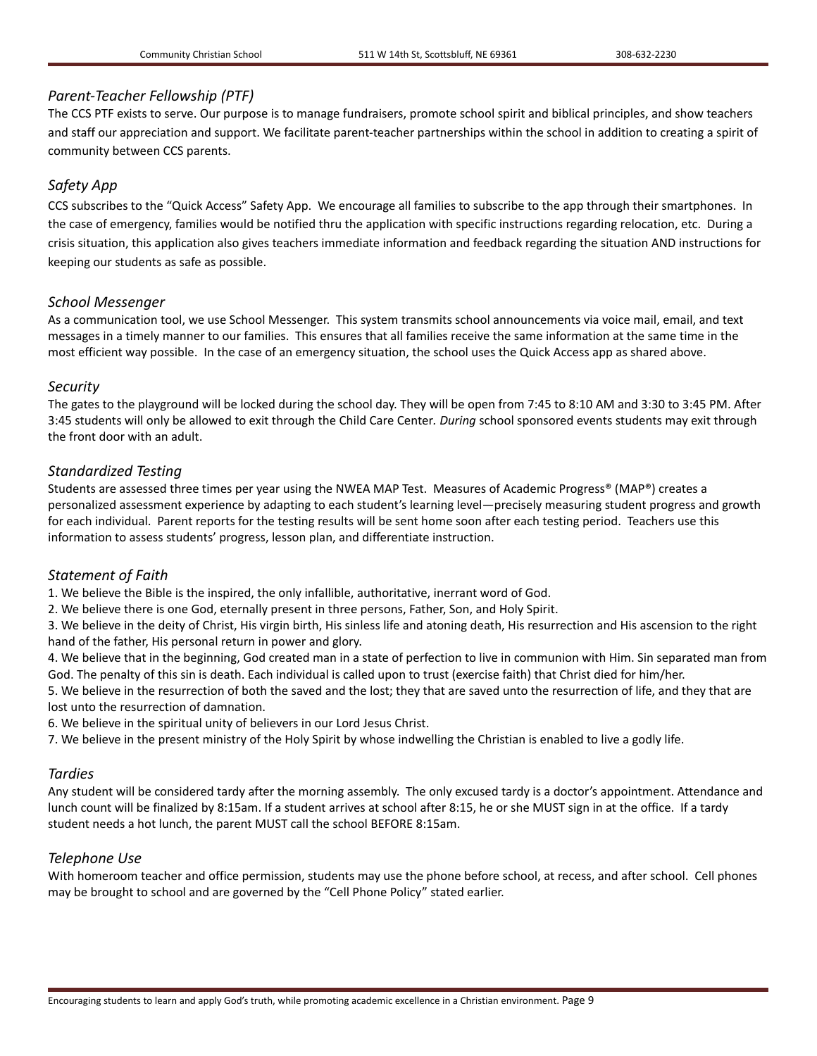### *Parent-Teacher Fellowship (PTF)*

The CCS PTF exists to serve. Our purpose is to manage fundraisers, promote school spirit and biblical principles, and show teachers and staff our appreciation and support. We facilitate parent-teacher partnerships within the school in addition to creating a spirit of community between CCS parents.

### *Safety App*

CCS subscribes to the "Quick Access" Safety App. We encourage all families to subscribe to the app through their smartphones. In the case of emergency, families would be notified thru the application with specific instructions regarding relocation, etc. During a crisis situation, this application also gives teachers immediate information and feedback regarding the situation AND instructions for keeping our students as safe as possible.

### *School Messenger*

As a communication tool, we use School Messenger. This system transmits school announcements via voice mail, email, and text messages in a timely manner to our families. This ensures that all families receive the same information at the same time in the most efficient way possible. In the case of an emergency situation, the school uses the Quick Access app as shared above.

### *Security*

The gates to the playground will be locked during the school day. They will be open from 7:45 to 8:10 AM and 3:30 to 3:45 PM. After 3:45 students will only be allowed to exit through the Child Care Center. *During* school sponsored events students may exit through the front door with an adult.

### *Standardized Testing*

Students are assessed three times per year using the NWEA MAP Test. Measures of Academic Progress® (MAP®) creates a personalized assessment experience by adapting to each student's learning level—precisely measuring student progress and growth for each individual. Parent reports for the testing results will be sent home soon after each testing period. Teachers use this information to assess students' progress, lesson plan, and differentiate instruction.

### *Statement of Faith*

1. We believe the Bible is the inspired, the only infallible, authoritative, inerrant word of God.
2. We believe there is one God, eternally present in three persons, Father, Son, and Holy Spirit.
3. We believe in the deity of Christ, His virgin birth, His sinless life and atoning death, His resurrection and His ascension to the right hand of the father, His personal return in power and glory.
4. We believe that in the beginning, God created man in a state of perfection to live in communion with Him. Sin separated man from God. The penalty of this sin is death. Each individual is called upon to trust (exercise faith) that Christ died for him/her.
5. We believe in the resurrection of both the saved and the lost; they that are saved unto the resurrection of life, and they that are lost unto the resurrection of damnation.
6. We believe in the spiritual unity of believers in our Lord Jesus Christ.
7. We believe in the present ministry of the Holy Spirit by whose indwelling the Christian is enabled to live a godly life.

### *Tardies*

Any student will be considered tardy after the morning assembly. The only excused tardy is a doctor's appointment. Attendance and lunch count will be finalized by 8:15am. If a student arrives at school after 8:15, he or she MUST sign in at the office. If a tardy student needs a hot lunch, the parent MUST call the school BEFORE 8:15am.

### *Telephone Use*

With homeroom teacher and office permission, students may use the phone before school, at recess, and after school. Cell phones may be brought to school and are governed by the "Cell Phone Policy" stated earlier.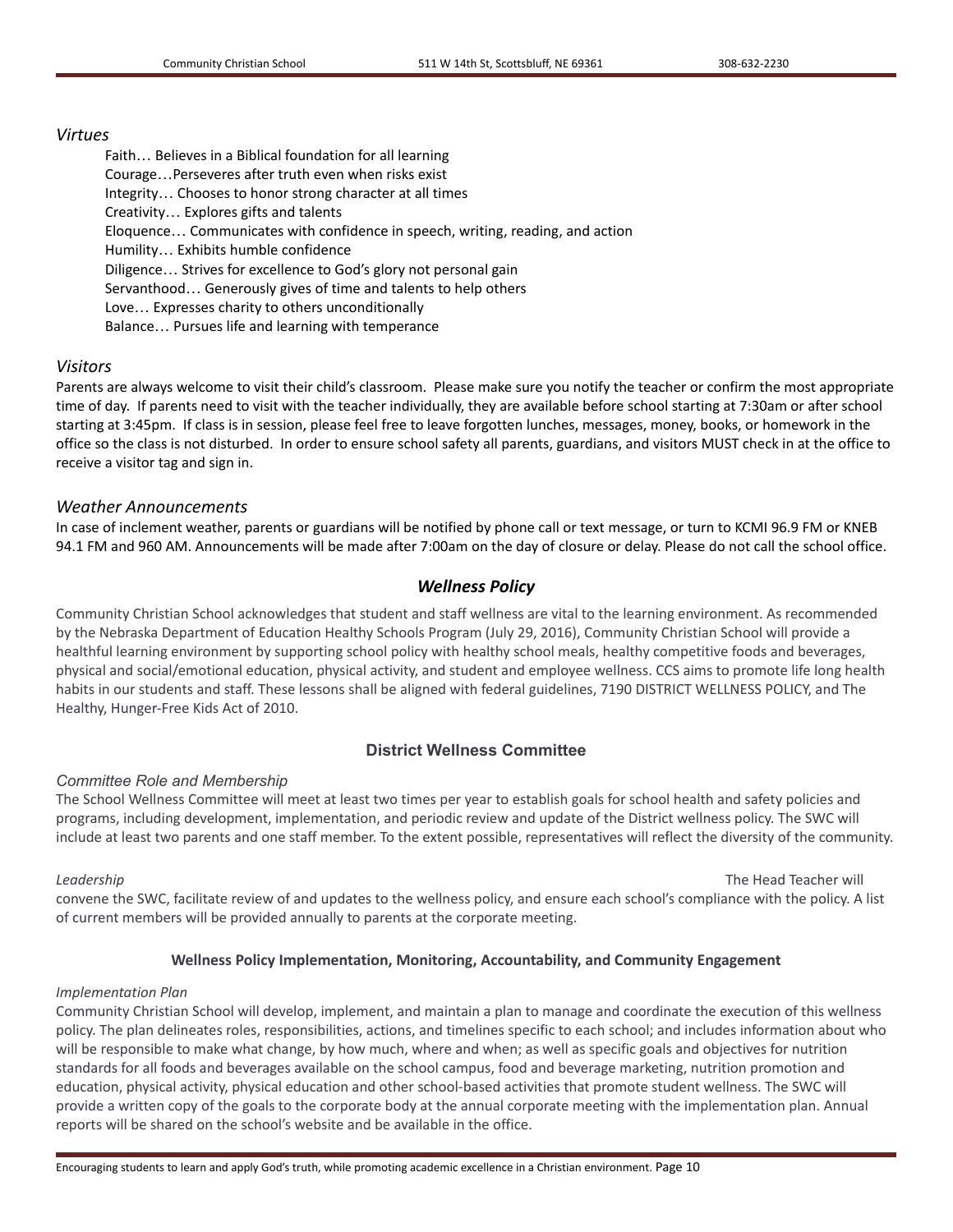*Virtues*

Faith… Believes in a Biblical foundation for all learning
Courage…Perseveres after truth even when risks exist
Integrity… Chooses to honor strong character at all times
Creativity… Explores gifts and talents
Eloquence… Communicates with confidence in speech, writing, reading, and action
Humility… Exhibits humble confidence
Diligence… Strives for excellence to God's glory not personal gain
Servanthood… Generously gives of time and talents to help others
Love… Expresses charity to others unconditionally
Balance… Pursues life and learning with temperance

*Visitors*

Parents are always welcome to visit their child's classroom. Please make sure you notify the teacher or confirm the most appropriate time of day. If parents need to visit with the teacher individually, they are available before school starting at 7:30am or after school starting at 3:45pm. If class is in session, please feel free to leave forgotten lunches, messages, money, books, or homework in the office so the class is not disturbed. In order to ensure school safety all parents, guardians, and visitors MUST check in at the office to receive a visitor tag and sign in.

*Weather Announcements*

In case of inclement weather, parents or guardians will be notified by phone call or text message, or turn to KCMI 96.9 FM or KNEB 94.1 FM and 960 AM. Announcements will be made after 7:00am on the day of closure or delay. Please do not call the school office.

## *Wellness Policy*

Community Christian School acknowledges that student and staff wellness are vital to the learning environment. As recommended by the Nebraska Department of Education Healthy Schools Program (July 29, 2016), Community Christian School will provide a healthful learning environment by supporting school policy with healthy school meals, healthy competitive foods and beverages, physical and social/emotional education, physical activity, and student and employee wellness. CCS aims to promote life long health habits in our students and staff. These lessons shall be aligned with federal guidelines, 7190 DISTRICT WELLNESS POLICY, and The Healthy, Hunger-Free Kids Act of 2010.

### District Wellness Committee

*Committee Role and Membership*

The School Wellness Committee will meet at least two times per year to establish goals for school health and safety policies and programs, including development, implementation, and periodic review and update of the District wellness policy. The SWC will include at least two parents and one staff member. To the extent possible, representatives will reflect the diversity of the community.

*Leadership*

The Head Teacher will convene the SWC, facilitate review of and updates to the wellness policy, and ensure each school's compliance with the policy. A list of current members will be provided annually to parents at the corporate meeting.

#### Wellness Policy Implementation, Monitoring, Accountability, and Community Engagement

*Implementation Plan*

Community Christian School will develop, implement, and maintain a plan to manage and coordinate the execution of this wellness policy. The plan delineates roles, responsibilities, actions, and timelines specific to each school; and includes information about who will be responsible to make what change, by how much, where and when; as well as specific goals and objectives for nutrition standards for all foods and beverages available on the school campus, food and beverage marketing, nutrition promotion and education, physical activity, physical education and other school-based activities that promote student wellness. The SWC will provide a written copy of the goals to the corporate body at the annual corporate meeting with the implementation plan. Annual reports will be shared on the school's website and be available in the office.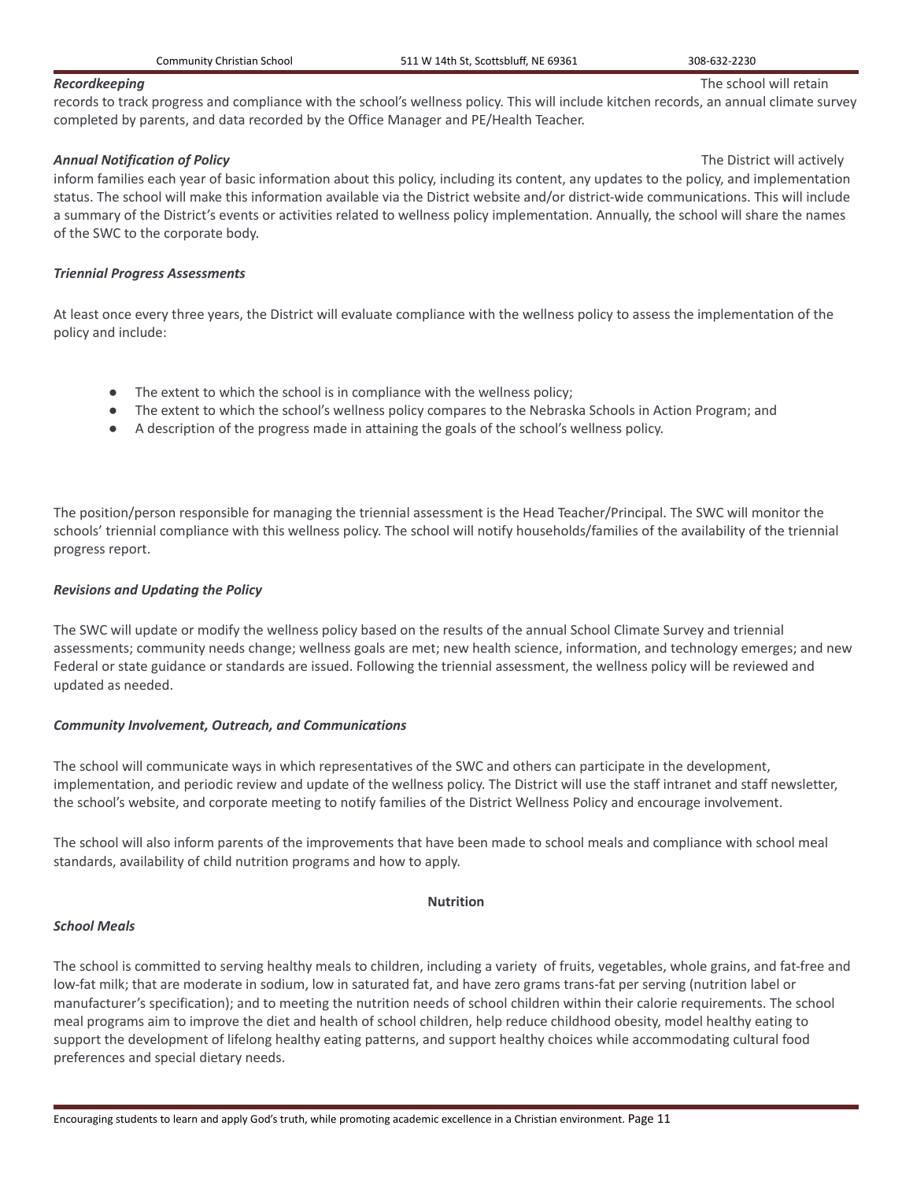***Recordkeeping*** The school will retain records to track progress and compliance with the school's wellness policy. This will include kitchen records, an annual climate survey completed by parents, and data recorded by the Office Manager and PE/Health Teacher.

***Annual Notification of Policy*** The District will actively inform families each year of basic information about this policy, including its content, any updates to the policy, and implementation status. The school will make this information available via the District website and/or district-wide communications. This will include a summary of the District's events or activities related to wellness policy implementation. Annually, the school will share the names of the SWC to the corporate body.

***Triennial Progress Assessments***

At least once every three years, the District will evaluate compliance with the wellness policy to assess the implementation of the policy and include:

- The extent to which the school is in compliance with the wellness policy;
- The extent to which the school's wellness policy compares to the Nebraska Schools in Action Program; and
- A description of the progress made in attaining the goals of the school's wellness policy.

The position/person responsible for managing the triennial assessment is the Head Teacher/Principal. The SWC will monitor the schools' triennial compliance with this wellness policy. The school will notify households/families of the availability of the triennial progress report.

***Revisions and Updating the Policy***

The SWC will update or modify the wellness policy based on the results of the annual School Climate Survey and triennial assessments; community needs change; wellness goals are met; new health science, information, and technology emerges; and new Federal or state guidance or standards are issued. Following the triennial assessment, the wellness policy will be reviewed and updated as needed.

***Community Involvement, Outreach, and Communications***

The school will communicate ways in which representatives of the SWC and others can participate in the development, implementation, and periodic review and update of the wellness policy. The District will use the staff intranet and staff newsletter, the school's website, and corporate meeting to notify families of the District Wellness Policy and encourage involvement.

The school will also inform parents of the improvements that have been made to school meals and compliance with school meal standards, availability of child nutrition programs and how to apply.

**Nutrition**

***School Meals***

The school is committed to serving healthy meals to children, including a variety of fruits, vegetables, whole grains, and fat-free and low-fat milk; that are moderate in sodium, low in saturated fat, and have zero grams trans-fat per serving (nutrition label or manufacturer's specification); and to meeting the nutrition needs of school children within their calorie requirements. The school meal programs aim to improve the diet and health of school children, help reduce childhood obesity, model healthy eating to support the development of lifelong healthy eating patterns, and support healthy choices while accommodating cultural food preferences and special dietary needs.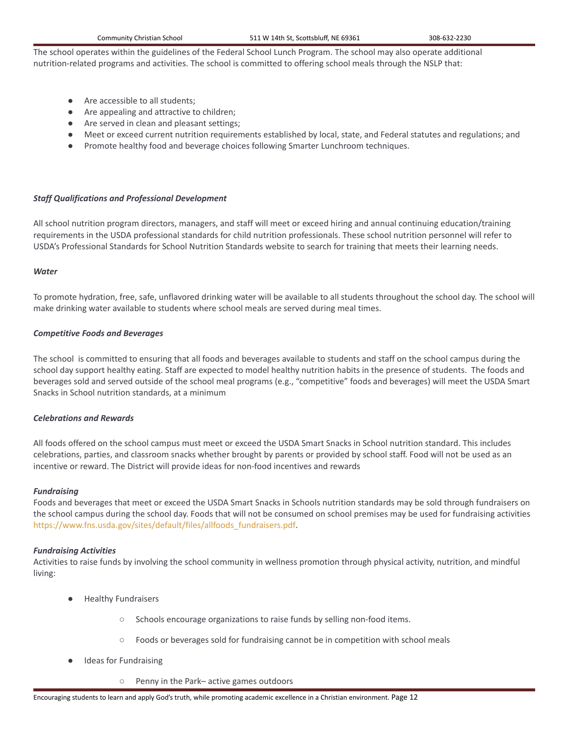The school operates within the guidelines of the Federal School Lunch Program. The school may also operate additional nutrition-related programs and activities. The school is committed to offering school meals through the NSLP that:

- Are accessible to all students;
- Are appealing and attractive to children;
- Are served in clean and pleasant settings;
- Meet or exceed current nutrition requirements established by local, state, and Federal statutes and regulations; and
- Promote healthy food and beverage choices following Smarter Lunchroom techniques.

***Staff Qualifications and Professional Development***

All school nutrition program directors, managers, and staff will meet or exceed hiring and annual continuing education/training requirements in the USDA professional standards for child nutrition professionals. These school nutrition personnel will refer to USDA's Professional Standards for School Nutrition Standards website to search for training that meets their learning needs.

***Water***

To promote hydration, free, safe, unflavored drinking water will be available to all students throughout the school day. The school will make drinking water available to students where school meals are served during meal times.

***Competitive Foods and Beverages***

The school is committed to ensuring that all foods and beverages available to students and staff on the school campus during the school day support healthy eating. Staff are expected to model healthy nutrition habits in the presence of students. The foods and beverages sold and served outside of the school meal programs (e.g., "competitive" foods and beverages) will meet the USDA Smart Snacks in School nutrition standards, at a minimum

***Celebrations and Rewards***

All foods offered on the school campus must meet or exceed the USDA Smart Snacks in School nutrition standard. This includes celebrations, parties, and classroom snacks whether brought by parents or provided by school staff. Food will not be used as an incentive or reward. The District will provide ideas for non-food incentives and rewards

***Fundraising***

Foods and beverages that meet or exceed the USDA Smart Snacks in Schools nutrition standards may be sold through fundraisers on the school campus during the school day. Foods that will not be consumed on school premises may be used for fundraising activities https://www.fns.usda.gov/sites/default/files/allfoods_fundraisers.pdf.

***Fundraising Activities***

Activities to raise funds by involving the school community in wellness promotion through physical activity, nutrition, and mindful living:

- Healthy Fundraisers
  - Schools encourage organizations to raise funds by selling non-food items.
  - Foods or beverages sold for fundraising cannot be in competition with school meals
- Ideas for Fundraising
  - Penny in the Park– active games outdoors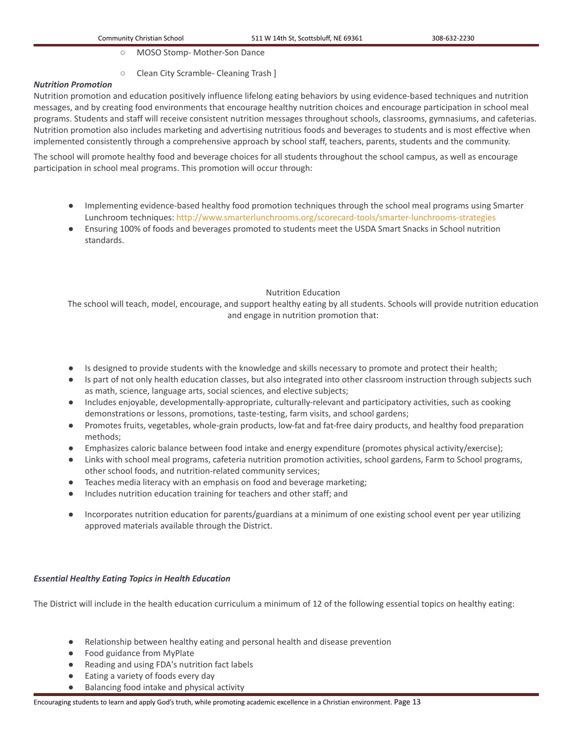- MOSO Stomp- Mother-Son Dance
   - Clean City Scramble- Cleaning Trash ]

***Nutrition Promotion***

Nutrition promotion and education positively influence lifelong eating behaviors by using evidence-based techniques and nutrition messages, and by creating food environments that encourage healthy nutrition choices and encourage participation in school meal programs. Students and staff will receive consistent nutrition messages throughout schools, classrooms, gymnasiums, and cafeterias. Nutrition promotion also includes marketing and advertising nutritious foods and beverages to students and is most effective when implemented consistently through a comprehensive approach by school staff, teachers, parents, students and the community.

The school will promote healthy food and beverage choices for all students throughout the school campus, as well as encourage participation in school meal programs. This promotion will occur through:

- Implementing evidence-based healthy food promotion techniques through the school meal programs using Smarter Lunchroom techniques: http://www.smarterlunchrooms.org/scorecard-tools/smarter-lunchrooms-strategies
- Ensuring 100% of foods and beverages promoted to students meet the USDA Smart Snacks in School nutrition standards.

Nutrition Education

The school will teach, model, encourage, and support healthy eating by all students. Schools will provide nutrition education and engage in nutrition promotion that:

- Is designed to provide students with the knowledge and skills necessary to promote and protect their health;
- Is part of not only health education classes, but also integrated into other classroom instruction through subjects such as math, science, language arts, social sciences, and elective subjects;
- Includes enjoyable, developmentally-appropriate, culturally-relevant and participatory activities, such as cooking demonstrations or lessons, promotions, taste-testing, farm visits, and school gardens;
- Promotes fruits, vegetables, whole-grain products, low-fat and fat-free dairy products, and healthy food preparation methods;
- Emphasizes caloric balance between food intake and energy expenditure (promotes physical activity/exercise);
- Links with school meal programs, cafeteria nutrition promotion activities, school gardens, Farm to School programs, other school foods, and nutrition-related community services;
- Teaches media literacy with an emphasis on food and beverage marketing;
- Includes nutrition education training for teachers and other staff; and
- Incorporates nutrition education for parents/guardians at a minimum of one existing school event per year utilizing approved materials available through the District.

***Essential Healthy Eating Topics in Health Education***

The District will include in the health education curriculum a minimum of 12 of the following essential topics on healthy eating:

- Relationship between healthy eating and personal health and disease prevention
- Food guidance from MyPlate
- Reading and using FDA's nutrition fact labels
- Eating a variety of foods every day
- Balancing food intake and physical activity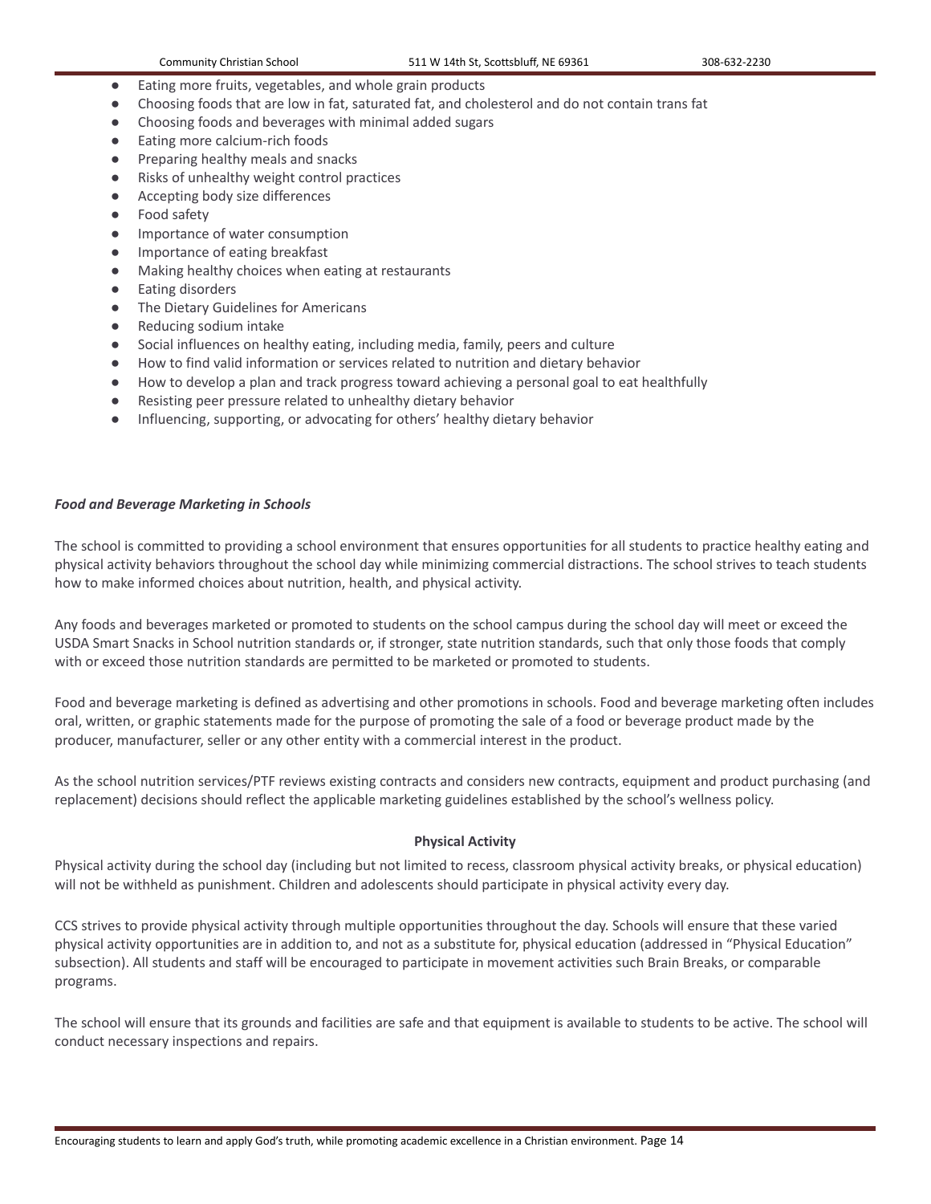- Eating more fruits, vegetables, and whole grain products
- Choosing foods that are low in fat, saturated fat, and cholesterol and do not contain trans fat
- Choosing foods and beverages with minimal added sugars
- Eating more calcium-rich foods
- Preparing healthy meals and snacks
- Risks of unhealthy weight control practices
- Accepting body size differences
- Food safety
- Importance of water consumption
- Importance of eating breakfast
- Making healthy choices when eating at restaurants
- Eating disorders
- The Dietary Guidelines for Americans
- Reducing sodium intake
- Social influences on healthy eating, including media, family, peers and culture
- How to find valid information or services related to nutrition and dietary behavior
- How to develop a plan and track progress toward achieving a personal goal to eat healthfully
- Resisting peer pressure related to unhealthy dietary behavior
- Influencing, supporting, or advocating for others' healthy dietary behavior

***Food and Beverage Marketing in Schools***

The school is committed to providing a school environment that ensures opportunities for all students to practice healthy eating and physical activity behaviors throughout the school day while minimizing commercial distractions. The school strives to teach students how to make informed choices about nutrition, health, and physical activity.

Any foods and beverages marketed or promoted to students on the school campus during the school day will meet or exceed the USDA Smart Snacks in School nutrition standards or, if stronger, state nutrition standards, such that only those foods that comply with or exceed those nutrition standards are permitted to be marketed or promoted to students.

Food and beverage marketing is defined as advertising and other promotions in schools. Food and beverage marketing often includes oral, written, or graphic statements made for the purpose of promoting the sale of a food or beverage product made by the producer, manufacturer, seller or any other entity with a commercial interest in the product.

As the school nutrition services/PTF reviews existing contracts and considers new contracts, equipment and product purchasing (and replacement) decisions should reflect the applicable marketing guidelines established by the school's wellness policy.

**Physical Activity**

Physical activity during the school day (including but not limited to recess, classroom physical activity breaks, or physical education) will not be withheld as punishment. Children and adolescents should participate in physical activity every day.

CCS strives to provide physical activity through multiple opportunities throughout the day. Schools will ensure that these varied physical activity opportunities are in addition to, and not as a substitute for, physical education (addressed in "Physical Education" subsection). All students and staff will be encouraged to participate in movement activities such Brain Breaks, or comparable programs.

The school will ensure that its grounds and facilities are safe and that equipment is available to students to be active. The school will conduct necessary inspections and repairs.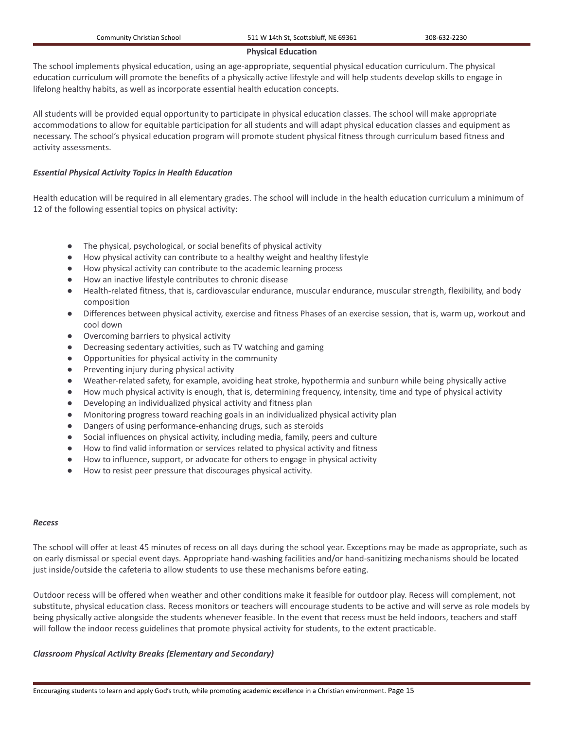## Physical Education

The school implements physical education, using an age-appropriate, sequential physical education curriculum. The physical education curriculum will promote the benefits of a physically active lifestyle and will help students develop skills to engage in lifelong healthy habits, as well as incorporate essential health education concepts.

All students will be provided equal opportunity to participate in physical education classes. The school will make appropriate accommodations to allow for equitable participation for all students and will adapt physical education classes and equipment as necessary. The school's physical education program will promote student physical fitness through curriculum based fitness and activity assessments.

### *Essential Physical Activity Topics in Health Education*

Health education will be required in all elementary grades. The school will include in the health education curriculum a minimum of 12 of the following essential topics on physical activity:

- The physical, psychological, or social benefits of physical activity
- How physical activity can contribute to a healthy weight and healthy lifestyle
- How physical activity can contribute to the academic learning process
- How an inactive lifestyle contributes to chronic disease
- Health-related fitness, that is, cardiovascular endurance, muscular endurance, muscular strength, flexibility, and body composition
- Differences between physical activity, exercise and fitness Phases of an exercise session, that is, warm up, workout and cool down
- Overcoming barriers to physical activity
- Decreasing sedentary activities, such as TV watching and gaming
- Opportunities for physical activity in the community
- Preventing injury during physical activity
- Weather-related safety, for example, avoiding heat stroke, hypothermia and sunburn while being physically active
- How much physical activity is enough, that is, determining frequency, intensity, time and type of physical activity
- Developing an individualized physical activity and fitness plan
- Monitoring progress toward reaching goals in an individualized physical activity plan
- Dangers of using performance-enhancing drugs, such as steroids
- Social influences on physical activity, including media, family, peers and culture
- How to find valid information or services related to physical activity and fitness
- How to influence, support, or advocate for others to engage in physical activity
- How to resist peer pressure that discourages physical activity.

### *Recess*

The school will offer at least 45 minutes of recess on all days during the school year. Exceptions may be made as appropriate, such as on early dismissal or special event days. Appropriate hand-washing facilities and/or hand-sanitizing mechanisms should be located just inside/outside the cafeteria to allow students to use these mechanisms before eating.

Outdoor recess will be offered when weather and other conditions make it feasible for outdoor play. Recess will complement, not substitute, physical education class. Recess monitors or teachers will encourage students to be active and will serve as role models by being physically active alongside the students whenever feasible. In the event that recess must be held indoors, teachers and staff will follow the indoor recess guidelines that promote physical activity for students, to the extent practicable.

### *Classroom Physical Activity Breaks (Elementary and Secondary)*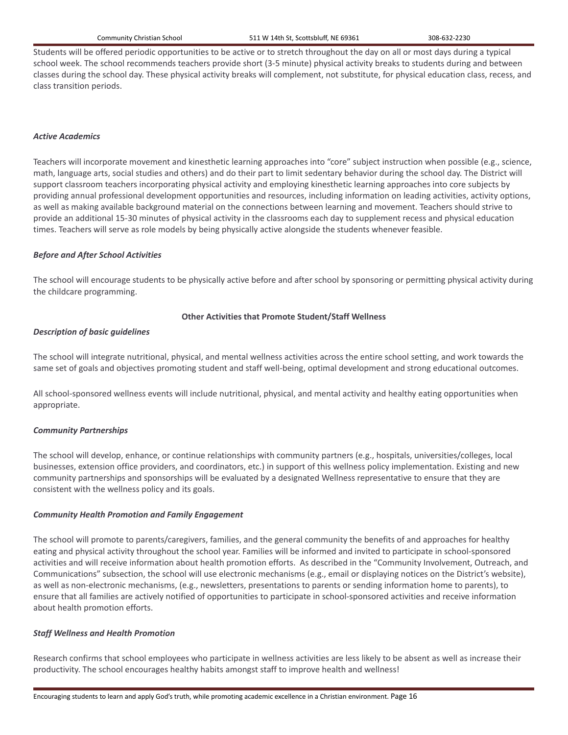Students will be offered periodic opportunities to be active or to stretch throughout the day on all or most days during a typical school week. The school recommends teachers provide short (3-5 minute) physical activity breaks to students during and between classes during the school day. These physical activity breaks will complement, not substitute, for physical education class, recess, and class transition periods.

***Active Academics***

Teachers will incorporate movement and kinesthetic learning approaches into "core" subject instruction when possible (e.g., science, math, language arts, social studies and others) and do their part to limit sedentary behavior during the school day. The District will support classroom teachers incorporating physical activity and employing kinesthetic learning approaches into core subjects by providing annual professional development opportunities and resources, including information on leading activities, activity options, as well as making available background material on the connections between learning and movement. Teachers should strive to provide an additional 15-30 minutes of physical activity in the classrooms each day to supplement recess and physical education times. Teachers will serve as role models by being physically active alongside the students whenever feasible.

***Before and After School Activities***

The school will encourage students to be physically active before and after school by sponsoring or permitting physical activity during the childcare programming.

**Other Activities that Promote Student/Staff Wellness**

***Description of basic guidelines***

The school will integrate nutritional, physical, and mental wellness activities across the entire school setting, and work towards the same set of goals and objectives promoting student and staff well-being, optimal development and strong educational outcomes.

All school-sponsored wellness events will include nutritional, physical, and mental activity and healthy eating opportunities when appropriate.

***Community Partnerships***

The school will develop, enhance, or continue relationships with community partners (e.g., hospitals, universities/colleges, local businesses, extension office providers, and coordinators, etc.) in support of this wellness policy implementation. Existing and new community partnerships and sponsorships will be evaluated by a designated Wellness representative to ensure that they are consistent with the wellness policy and its goals.

***Community Health Promotion and Family Engagement***

The school will promote to parents/caregivers, families, and the general community the benefits of and approaches for healthy eating and physical activity throughout the school year. Families will be informed and invited to participate in school-sponsored activities and will receive information about health promotion efforts. As described in the "Community Involvement, Outreach, and Communications" subsection, the school will use electronic mechanisms (e.g., email or displaying notices on the District's website), as well as non-electronic mechanisms, (e.g., newsletters, presentations to parents or sending information home to parents), to ensure that all families are actively notified of opportunities to participate in school-sponsored activities and receive information about health promotion efforts.

***Staff Wellness and Health Promotion***

Research confirms that school employees who participate in wellness activities are less likely to be absent as well as increase their productivity. The school encourages healthy habits amongst staff to improve health and wellness!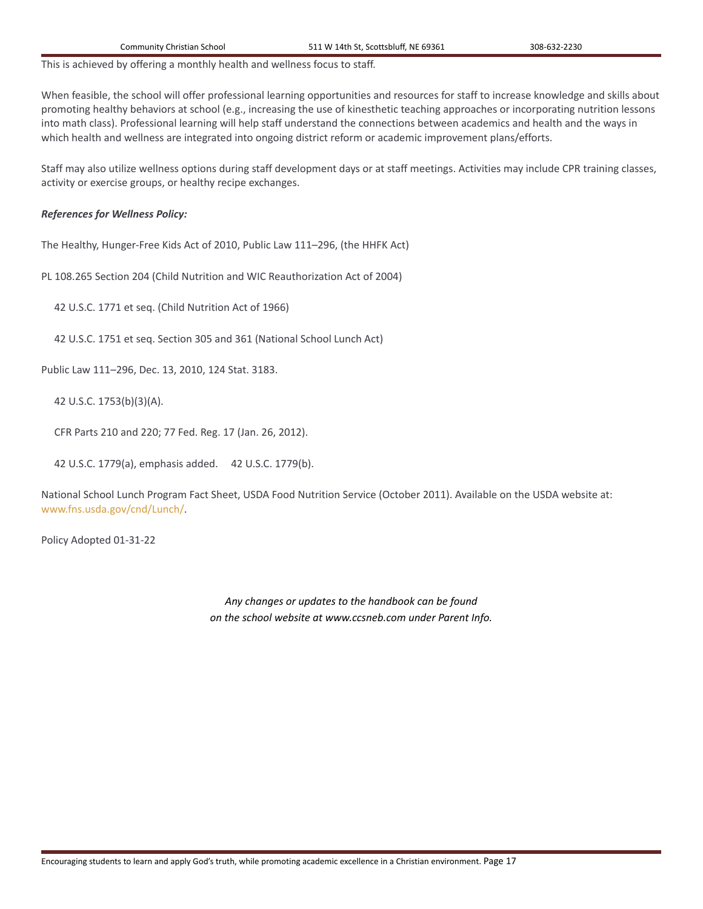This is achieved by offering a monthly health and wellness focus to staff.

When feasible, the school will offer professional learning opportunities and resources for staff to increase knowledge and skills about promoting healthy behaviors at school (e.g., increasing the use of kinesthetic teaching approaches or incorporating nutrition lessons into math class). Professional learning will help staff understand the connections between academics and health and the ways in which health and wellness are integrated into ongoing district reform or academic improvement plans/efforts.

Staff may also utilize wellness options during staff development days or at staff meetings. Activities may include CPR training classes, activity or exercise groups, or healthy recipe exchanges.

***References for Wellness Policy:***

The Healthy, Hunger-Free Kids Act of 2010, Public Law 111–296, (the HHFK Act)

PL 108.265 Section 204 (Child Nutrition and WIC Reauthorization Act of 2004)

42 U.S.C. 1771 et seq. (Child Nutrition Act of 1966)

42 U.S.C. 1751 et seq. Section 305 and 361 (National School Lunch Act)

Public Law 111–296, Dec. 13, 2010, 124 Stat. 3183.

42 U.S.C. 1753(b)(3)(A).

CFR Parts 210 and 220; 77 Fed. Reg. 17 (Jan. 26, 2012).

42 U.S.C. 1779(a), emphasis added. 42 U.S.C. 1779(b).

National School Lunch Program Fact Sheet, USDA Food Nutrition Service (October 2011). Available on the USDA website at: www.fns.usda.gov/cnd/Lunch/.

Policy Adopted 01-31-22

*Any changes or updates to the handbook can be found on the school website at www.ccsneb.com under Parent Info.*